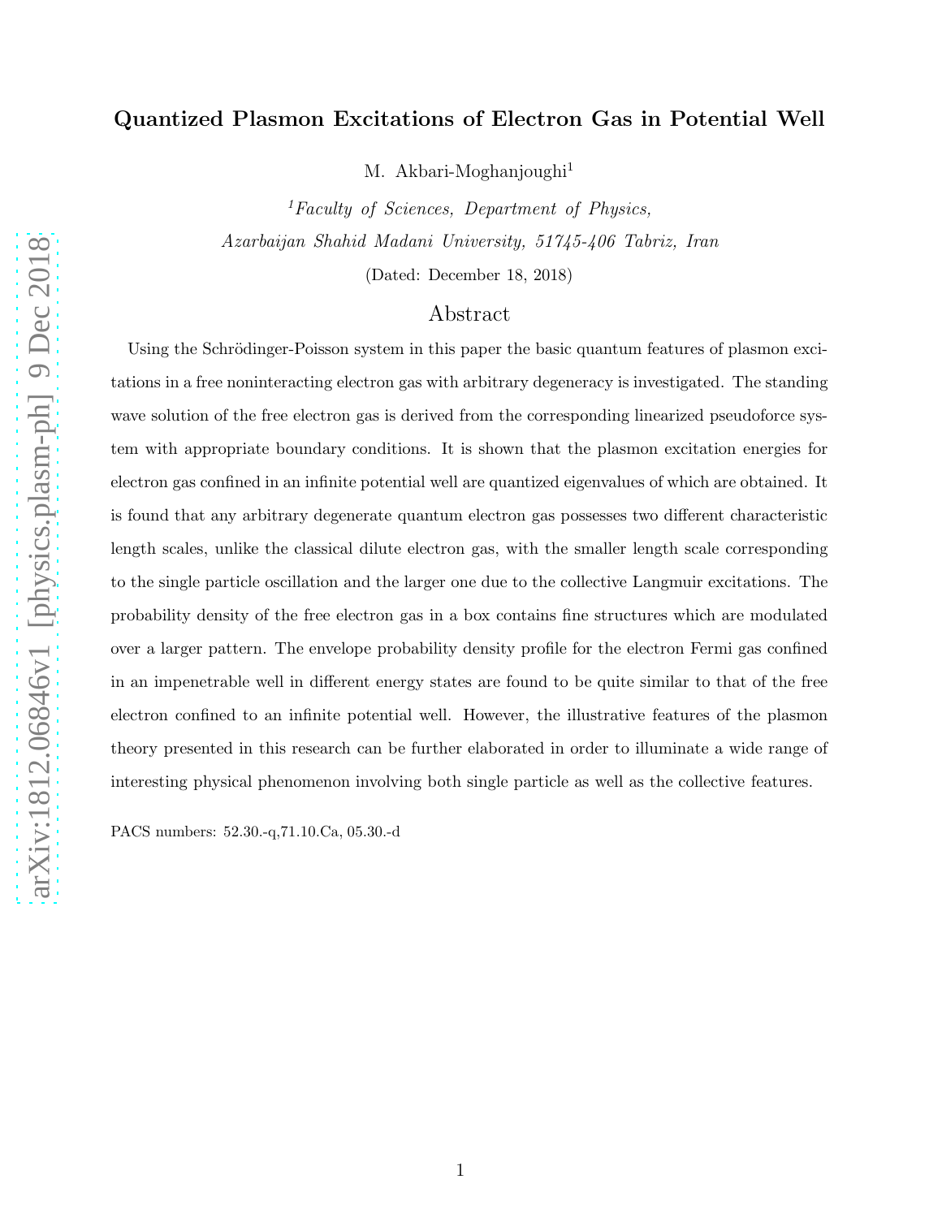# Quantized Plasmon Excitations of Electron Gas in Potential Well

M. Akbari-Moghanjoughi[1]

[1] *Faculty of Sciences, Department of Physics,*
*Azarbaijan Shahid Madani University, 51745-406 Tabriz, Iran*

(Dated: December 18, 2018)

## Abstract

Using the Schrödinger-Poisson system in this paper the basic quantum features of plasmon excitations in a free noninteracting electron gas with arbitrary degeneracy is investigated. The standing wave solution of the free electron gas is derived from the corresponding linearized pseudoforce system with appropriate boundary conditions. It is shown that the plasmon excitation energies for electron gas confined in an infinite potential well are quantized eigenvalues of which are obtained. It is found that any arbitrary degenerate quantum electron gas possesses two different characteristic length scales, unlike the classical dilute electron gas, with the smaller length scale corresponding to the single particle oscillation and the larger one due to the collective Langmuir excitations. The probability density of the free electron gas in a box contains fine structures which are modulated over a larger pattern. The envelope probability density profile for the electron Fermi gas confined in an impenetrable well in different energy states are found to be quite similar to that of the free electron confined to an infinite potential well. However, the illustrative features of the plasmon theory presented in this research can be further elaborated in order to illuminate a wide range of interesting physical phenomenon involving both single particle as well as the collective features.

PACS numbers: 52.30.-q,71.10.Ca, 05.30.-d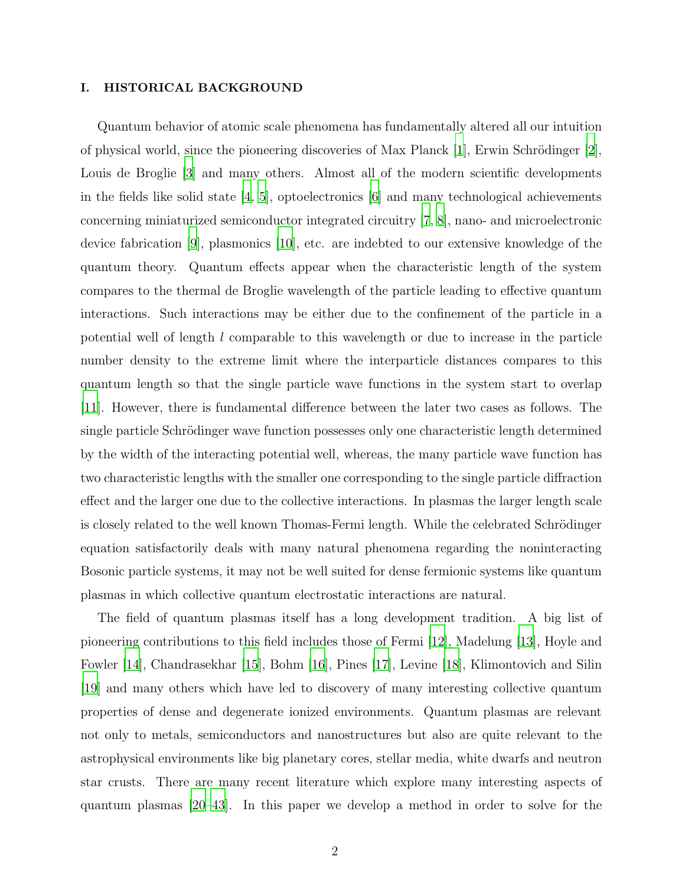## I. HISTORICAL BACKGROUND

Quantum behavior of atomic scale phenomena has fundamentally altered all our intuition of physical world, since the pioneering discoveries of Max Planck [1], Erwin Schrödinger [2], Louis de Broglie [3] and many others. Almost all of the modern scientific developments in the fields like solid state [4, 5], optoelectronics [6] and many technological achievements concerning miniaturized semiconductor integrated circuitry [7, 8], nano- and microelectronic device fabrication [9], plasmonics [10], etc. are indebted to our extensive knowledge of the quantum theory. Quantum effects appear when the characteristic length of the system compares to the thermal de Broglie wavelength of the particle leading to effective quantum interactions. Such interactions may be either due to the confinement of the particle in a potential well of length $l$ comparable to this wavelength or due to increase in the particle number density to the extreme limit where the interparticle distances compares to this quantum length so that the single particle wave functions in the system start to overlap [11]. However, there is fundamental difference between the later two cases as follows. The single particle Schrödinger wave function possesses only one characteristic length determined by the width of the interacting potential well, whereas, the many particle wave function has two characteristic lengths with the smaller one corresponding to the single particle diffraction effect and the larger one due to the collective interactions. In plasmas the larger length scale is closely related to the well known Thomas-Fermi length. While the celebrated Schrödinger equation satisfactorily deals with many natural phenomena regarding the noninteracting Bosonic particle systems, it may not be well suited for dense fermionic systems like quantum plasmas in which collective quantum electrostatic interactions are natural.

The field of quantum plasmas itself has a long development tradition. A big list of pioneering contributions to this field includes those of Fermi [12], Madelung [13], Hoyle and Fowler [14], Chandrasekhar [15], Bohm [16], Pines [17], Levine [18], Klimontovich and Silin [19] and many others which have led to discovery of many interesting collective quantum properties of dense and degenerate ionized environments. Quantum plasmas are relevant not only to metals, semiconductors and nanostructures but also are quite relevant to the astrophysical environments like big planetary cores, stellar media, white dwarfs and neutron star crusts. There are many recent literature which explore many interesting aspects of quantum plasmas [20–43]. In this paper we develop a method in order to solve for the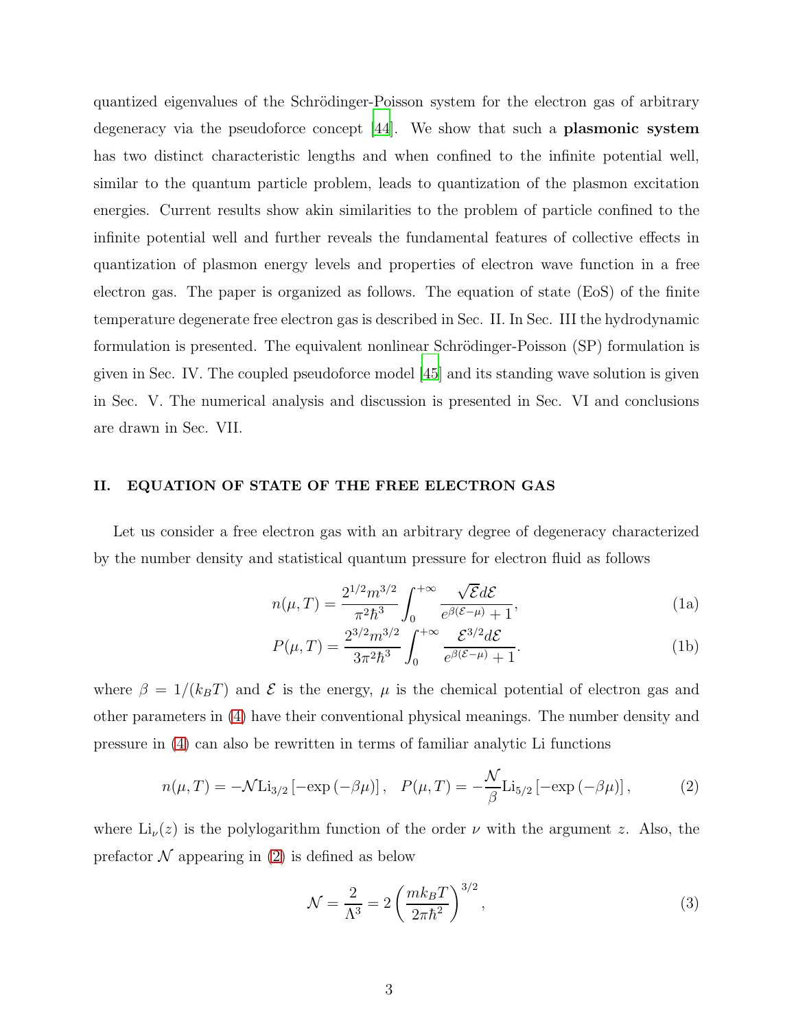quantized eigenvalues of the Schrödinger-Poisson system for the electron gas of arbitrary degeneracy via the pseudoforce concept [44]. We show that such a **plasmonic system** has two distinct characteristic lengths and when confined to the infinite potential well, similar to the quantum particle problem, leads to quantization of the plasmon excitation energies. Current results show akin similarities to the problem of particle confined to the infinite potential well and further reveals the fundamental features of collective effects in quantization of plasmon energy levels and properties of electron wave function in a free electron gas. The paper is organized as follows. The equation of state (EoS) of the finite temperature degenerate free electron gas is described in Sec. II. In Sec. III the hydrodynamic formulation is presented. The equivalent nonlinear Schrödinger-Poisson (SP) formulation is given in Sec. IV. The coupled pseudoforce model [45] and its standing wave solution is given in Sec. V. The numerical analysis and discussion is presented in Sec. VI and conclusions are drawn in Sec. VII.

## II. EQUATION OF STATE OF THE FREE ELECTRON GAS

Let us consider a free electron gas with an arbitrary degree of degeneracy characterized by the number density and statistical quantum pressure for electron fluid as follows

$$n(\mu, T) = \frac{2^{1/2} m^{3/2}}{\pi^2 \hbar^3} \int_0^{+\infty} \frac{\sqrt{\mathcal{E}} d\mathcal{E}}{e^{\beta(\mathcal{E}-\mu)} + 1}, \tag{1a}$$

$$P(\mu, T) = \frac{2^{3/2} m^{3/2}}{3\pi^2 \hbar^3} \int_0^{+\infty} \frac{\mathcal{E}^{3/2} d\mathcal{E}}{e^{\beta(\mathcal{E}-\mu)} + 1}. \tag{1b}$$

where $\beta = 1/(k_B T)$ and $\mathcal{E}$ is the energy, $\mu$ is the chemical potential of electron gas and other parameters in (4) have their conventional physical meanings. The number density and pressure in (4) can also be rewritten in terms of familiar analytic Li functions

$$n(\mu, T) = -\mathcal{N} \mathrm{Li}_{3/2} \left[ -\exp\left( -\beta\mu \right) \right], \quad P(\mu, T) = -\frac{\mathcal{N}}{\beta} \mathrm{Li}_{5/2} \left[ -\exp\left( -\beta\mu \right) \right], \tag{2}$$

where $\mathrm{Li}_\nu(z)$ is the polylogarithm function of the order $\nu$ with the argument $z$. Also, the prefactor $\mathcal{N}$ appearing in (2) is defined as below

$$\mathcal{N} = \frac{2}{\Lambda^3} = 2 \left( \frac{m k_B T}{2\pi \hbar^2} \right)^{3/2}, \tag{3}$$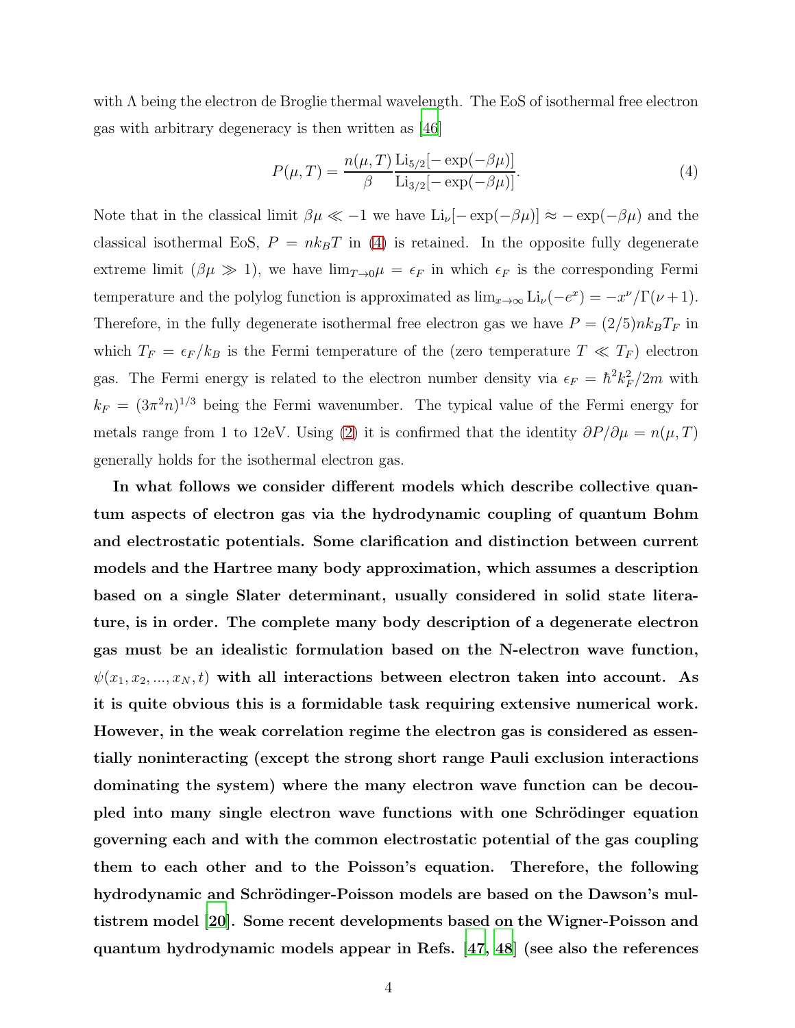with $\Lambda$ being the electron de Broglie thermal wavelength. The EoS of isothermal free electron gas with arbitrary degeneracy is then written as [46]

$$P(\mu, T) = \frac{n(\mu, T)}{\beta} \frac{\mathrm{Li}_{5/2}[-\exp(-\beta\mu)]}{\mathrm{Li}_{3/2}[-\exp(-\beta\mu)]}. \tag{4}$$

Note that in the classical limit $\beta\mu \ll -1$ we have $\mathrm{Li}_\nu[-\exp(-\beta\mu)] \approx -\exp(-\beta\mu)$ and the classical isothermal EoS, $P = nk_BT$ in (4) is retained. In the opposite fully degenerate extreme limit ($\beta\mu \gg 1$), we have $\lim_{T\to 0}\mu = \epsilon_F$ in which $\epsilon_F$ is the corresponding Fermi temperature and the polylog function is approximated as $\lim_{x\to\infty} \mathrm{Li}_\nu(-e^x) = -x^\nu/\Gamma(\nu+1)$. Therefore, in the fully degenerate isothermal free electron gas we have $P = (2/5)nk_BT_F$ in which $T_F = \epsilon_F/k_B$ is the Fermi temperature of the (zero temperature $T \ll T_F$) electron gas. The Fermi energy is related to the electron number density via $\epsilon_F = \hbar^2 k_F^2/2m$ with $k_F = (3\pi^2 n)^{1/3}$ being the Fermi wavenumber. The typical value of the Fermi energy for metals range from 1 to 12eV. Using (2) it is confirmed that the identity $\partial P/\partial\mu = n(\mu, T)$ generally holds for the isothermal electron gas.

**In what follows we consider different models which describe collective quantum aspects of electron gas via the hydrodynamic coupling of quantum Bohm and electrostatic potentials. Some clarification and distinction between current models and the Hartree many body approximation, which assumes a description based on a single Slater determinant, usually considered in solid state literature, is in order. The complete many body description of a degenerate electron gas must be an idealistic formulation based on the N-electron wave function, $\psi(x_1, x_2, ..., x_N, t)$ with all interactions between electron taken into account. As it is quite obvious this is a formidable task requiring extensive numerical work. However, in the weak correlation regime the electron gas is considered as essentially noninteracting (except the strong short range Pauli exclusion interactions dominating the system) where the many electron wave function can be decoupled into many single electron wave functions with one Schrödinger equation governing each and with the common electrostatic potential of the gas coupling them to each other and to the Poisson's equation. Therefore, the following hydrodynamic and Schrödinger-Poisson models are based on the Dawson's multistrem model [20]. Some recent developments based on the Wigner-Poisson and quantum hydrodynamic models appear in Refs. [47, 48]** (see also the references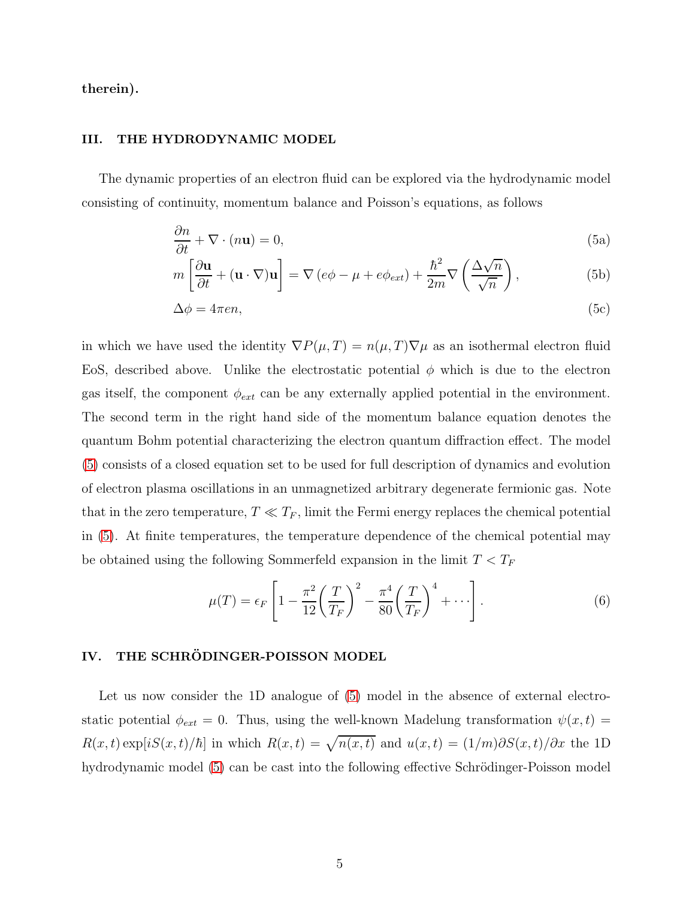**therein).**

## III. THE HYDRODYNAMIC MODEL

The dynamic properties of an electron fluid can be explored via the hydrodynamic model consisting of continuity, momentum balance and Poisson's equations, as follows

$$\frac{\partial n}{\partial t} + \nabla \cdot (n\mathbf{u}) = 0, \tag{5a}$$

$$m\left[\frac{\partial \mathbf{u}}{\partial t} + (\mathbf{u}\cdot\nabla)\mathbf{u}\right] = \nabla\left(e\phi - \mu + e\phi_{ext}\right) + \frac{\hbar^2}{2m}\nabla\left(\frac{\Delta\sqrt{n}}{\sqrt{n}}\right), \tag{5b}$$

$$\Delta\phi = 4\pi e n, \tag{5c}$$

in which we have used the identity $\nabla P(\mu, T) = n(\mu, T)\nabla\mu$ as an isothermal electron fluid EoS, described above. Unlike the electrostatic potential $\phi$ which is due to the electron gas itself, the component $\phi_{ext}$ can be any externally applied potential in the environment. The second term in the right hand side of the momentum balance equation denotes the quantum Bohm potential characterizing the electron quantum diffraction effect. The model (5) consists of a closed equation set to be used for full description of dynamics and evolution of electron plasma oscillations in an unmagnetized arbitrary degenerate fermionic gas. Note that in the zero temperature, $T \ll T_F$, limit the Fermi energy replaces the chemical potential in (5). At finite temperatures, the temperature dependence of the chemical potential may be obtained using the following Sommerfeld expansion in the limit $T < T_F$

$$\mu(T) = \epsilon_F\left[1 - \frac{\pi^2}{12}\left(\frac{T}{T_F}\right)^2 - \frac{\pi^4}{80}\left(\frac{T}{T_F}\right)^4 + \cdots\right]. \tag{6}$$

## IV. THE SCHRÖDINGER-POISSON MODEL

Let us now consider the 1D analogue of (5) model in the absence of external electrostatic potential $\phi_{ext} = 0$. Thus, using the well-known Madelung transformation $\psi(x,t) = R(x,t)\exp[iS(x,t)/\hbar]$ in which $R(x,t) = \sqrt{n(x,t)}$ and $u(x,t) = (1/m)\partial S(x,t)/\partial x$ the 1D hydrodynamic model (5) can be cast into the following effective Schrödinger-Poisson model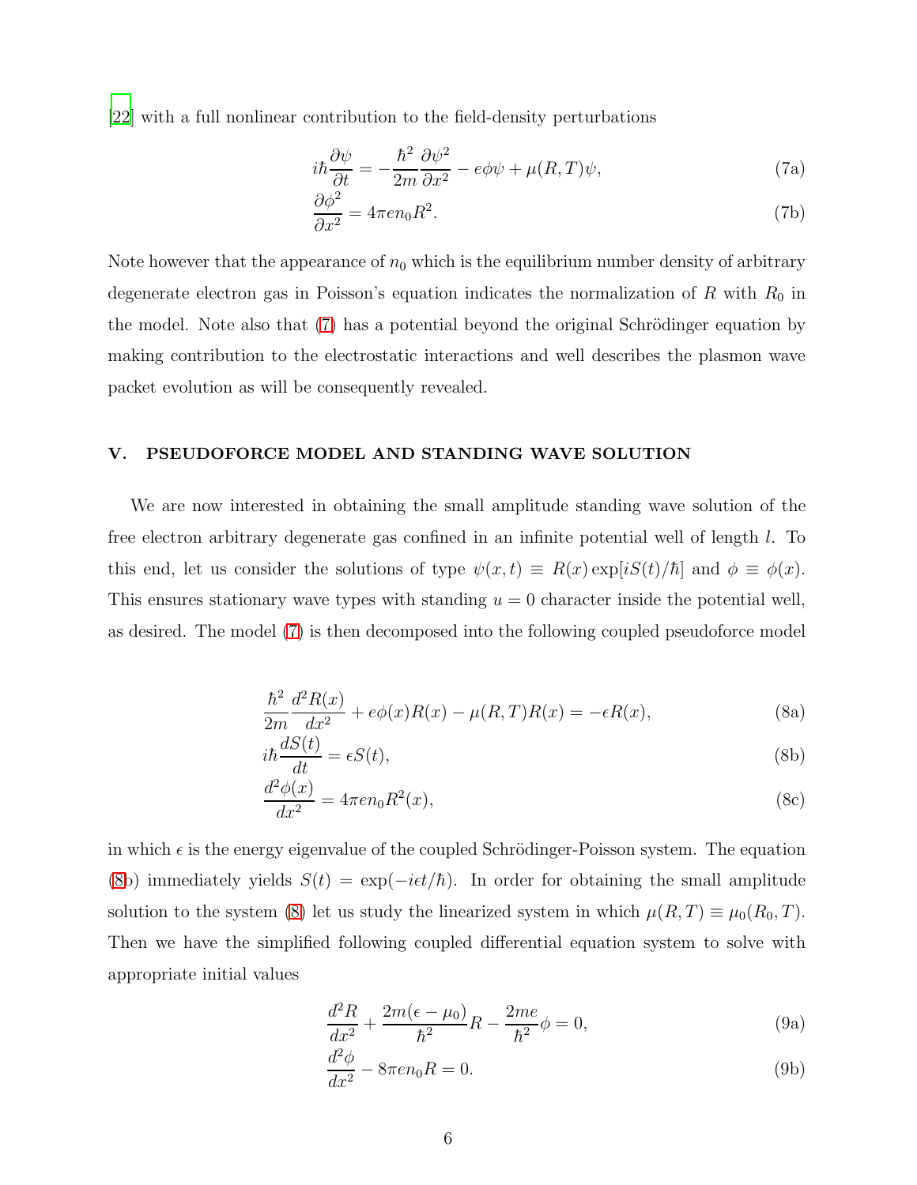[22] with a full nonlinear contribution to the field-density perturbations

$$i\hbar\frac{\partial\psi}{\partial t} = -\frac{\hbar^2}{2m}\frac{\partial\psi^2}{\partial x^2} - e\phi\psi + \mu(R,T)\psi, \tag{7a}$$

$$\frac{\partial\phi^2}{\partial x^2} = 4\pi e n_0 R^2. \tag{7b}$$

Note however that the appearance of $n_0$ which is the equilibrium number density of arbitrary degenerate electron gas in Poisson's equation indicates the normalization of $R$ with $R_0$ in the model. Note also that (7) has a potential beyond the original Schrödinger equation by making contribution to the electrostatic interactions and well describes the plasmon wave packet evolution as will be consequently revealed.

## V. PSEUDOFORCE MODEL AND STANDING WAVE SOLUTION

We are now interested in obtaining the small amplitude standing wave solution of the free electron arbitrary degenerate gas confined in an infinite potential well of length $l$. To this end, let us consider the solutions of type $\psi(x,t) \equiv R(x)\exp[iS(t)/\hbar]$ and $\phi \equiv \phi(x)$. This ensures stationary wave types with standing $u = 0$ character inside the potential well, as desired. The model (7) is then decomposed into the following coupled pseudoforce model

$$\frac{\hbar^2}{2m}\frac{d^2R(x)}{dx^2} + e\phi(x)R(x) - \mu(R,T)R(x) = -\epsilon R(x), \tag{8a}$$

$$i\hbar\frac{dS(t)}{dt} = \epsilon S(t), \tag{8b}$$

$$\frac{d^2\phi(x)}{dx^2} = 4\pi e n_0 R^2(x), \tag{8c}$$

in which $\epsilon$ is the energy eigenvalue of the coupled Schrödinger-Poisson system. The equation (8b) immediately yields $S(t) = \exp(-i\epsilon t/\hbar)$. In order for obtaining the small amplitude solution to the system (8) let us study the linearized system in which $\mu(R,T) \equiv \mu_0(R_0,T)$. Then we have the simplified following coupled differential equation system to solve with appropriate initial values

$$\frac{d^2R}{dx^2} + \frac{2m(\epsilon-\mu_0)}{\hbar^2}R - \frac{2me}{\hbar^2}\phi = 0, \tag{9a}$$

$$\frac{d^2\phi}{dx^2} - 8\pi e n_0 R = 0. \tag{9b}$$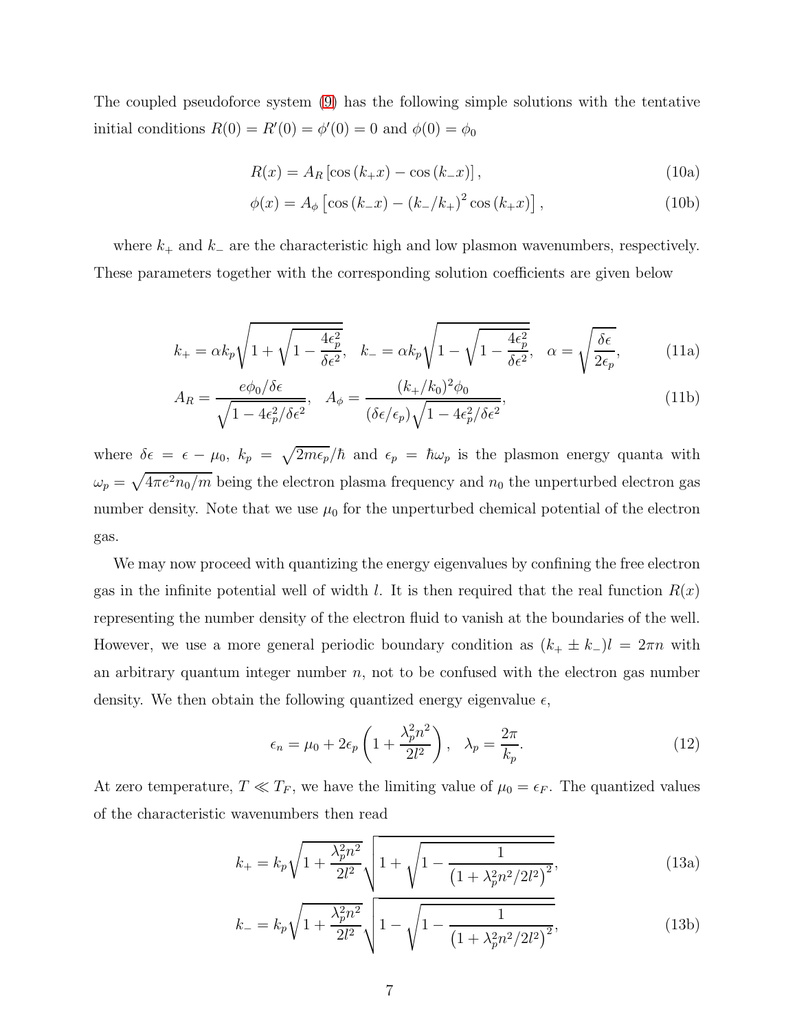The coupled pseudoforce system (9) has the following simple solutions with the tentative initial conditions $R(0) = R'(0) = \phi'(0) = 0$ and $\phi(0) = \phi_0$

$$R(x) = A_R \left[\cos(k_+ x) - \cos(k_- x)\right], \tag{10a}$$

$$\phi(x) = A_\phi \left[\cos(k_- x) - (k_-/k_+)^2 \cos(k_+ x)\right], \tag{10b}$$

where $k_+$ and $k_-$ are the characteristic high and low plasmon wavenumbers, respectively. These parameters together with the corresponding solution coefficients are given below

$$k_+ = \alpha k_p \sqrt{1 + \sqrt{1 - \frac{4\epsilon_p^2}{\delta\epsilon^2}}}, \quad k_- = \alpha k_p \sqrt{1 - \sqrt{1 - \frac{4\epsilon_p^2}{\delta\epsilon^2}}}, \quad \alpha = \sqrt{\frac{\delta\epsilon}{2\epsilon_p}}, \tag{11a}$$

$$A_R = \frac{e\phi_0/\delta\epsilon}{\sqrt{1 - 4\epsilon_p^2/\delta\epsilon^2}}, \quad A_\phi = \frac{(k_+/k_0)^2 \phi_0}{(\delta\epsilon/\epsilon_p)\sqrt{1 - 4\epsilon_p^2/\delta\epsilon^2}}, \tag{11b}$$

where $\delta\epsilon = \epsilon - \mu_0$, $k_p = \sqrt{2m\epsilon_p}/\hbar$ and $\epsilon_p = \hbar\omega_p$ is the plasmon energy quanta with $\omega_p = \sqrt{4\pi e^2 n_0/m}$ being the electron plasma frequency and $n_0$ the unperturbed electron gas number density. Note that we use $\mu_0$ for the unperturbed chemical potential of the electron gas.

We may now proceed with quantizing the energy eigenvalues by confining the free electron gas in the infinite potential well of width $l$. It is then required that the real function $R(x)$ representing the number density of the electron fluid to vanish at the boundaries of the well. However, we use a more general periodic boundary condition as $(k_+ \pm k_-)l = 2\pi n$ with an arbitrary quantum integer number $n$, not to be confused with the electron gas number density. We then obtain the following quantized energy eigenvalue $\epsilon$,

$$\epsilon_n = \mu_0 + 2\epsilon_p \left(1 + \frac{\lambda_p^2 n^2}{2l^2}\right), \quad \lambda_p = \frac{2\pi}{k_p}. \tag{12}$$

At zero temperature, $T \ll T_F$, we have the limiting value of $\mu_0 = \epsilon_F$. The quantized values of the characteristic wavenumbers then read

$$k_+ = k_p \sqrt{1 + \frac{\lambda_p^2 n^2}{2l^2}} \sqrt{1 + \sqrt{1 - \frac{1}{\left(1 + \lambda_p^2 n^2/2l^2\right)^2}}}, \tag{13a}$$

$$k_- = k_p \sqrt{1 + \frac{\lambda_p^2 n^2}{2l^2}} \sqrt{1 - \sqrt{1 - \frac{1}{\left(1 + \lambda_p^2 n^2/2l^2\right)^2}}}, \tag{13b}$$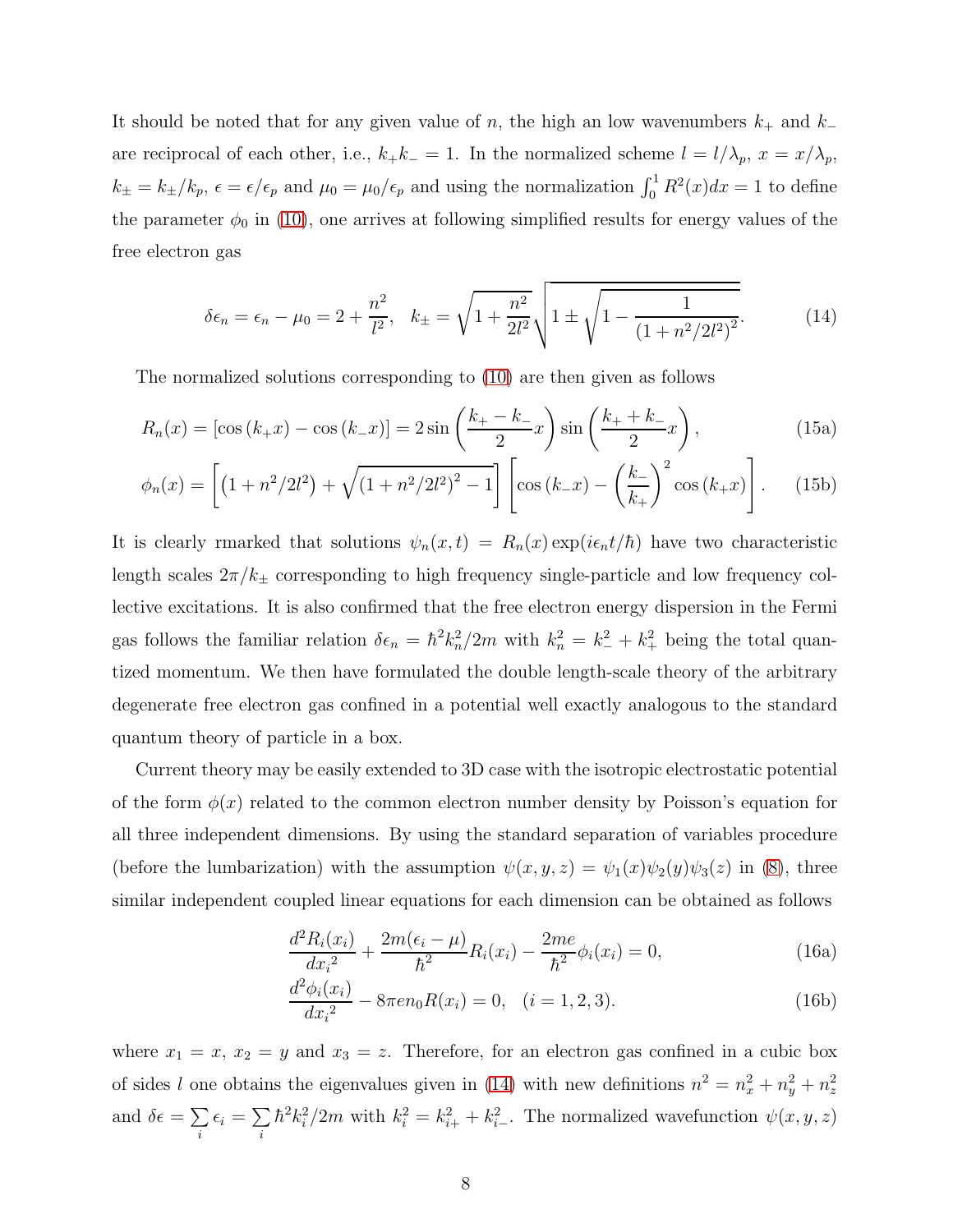It should be noted that for any given value of $n$, the high an low wavenumbers $k_+$ and $k_-$ are reciprocal of each other, i.e., $k_+k_- = 1$. In the normalized scheme $l = l/\lambda_p$, $x = x/\lambda_p$, $k_\pm = k_\pm/k_p$, $\epsilon = \epsilon/\epsilon_p$ and $\mu_0 = \mu_0/\epsilon_p$ and using the normalization $\int_0^1 R^2(x)dx = 1$ to define the parameter $\phi_0$ in (10), one arrives at following simplified results for energy values of the free electron gas

$$\delta\epsilon_n = \epsilon_n - \mu_0 = 2 + \frac{n^2}{l^2}, \quad k_\pm = \sqrt{1 + \frac{n^2}{2l^2}}\sqrt{1 \pm \sqrt{1 - \frac{1}{(1 + n^2/2l^2)^2}}}. \tag{14}$$

The normalized solutions corresponding to (10) are then given as follows

$$R_n(x) = [\cos(k_+x) - \cos(k_-x)] = 2\sin\left(\frac{k_+ - k_-}{2}x\right)\sin\left(\frac{k_+ + k_-}{2}x\right), \tag{15a}$$

$$\phi_n(x) = \left[\left(1 + n^2/2l^2\right) + \sqrt{(1 + n^2/2l^2)^2 - 1}\right]\left[\cos(k_-x) - \left(\frac{k_-}{k_+}\right)^2\cos(k_+x)\right]. \tag{15b}$$

It is clearly rmarked that solutions $\psi_n(x,t) = R_n(x)\exp(i\epsilon_n t/\hbar)$ have two characteristic length scales $2\pi/k_\pm$ corresponding to high frequency single-particle and low frequency collective excitations. It is also confirmed that the free electron energy dispersion in the Fermi gas follows the familiar relation $\delta\epsilon_n = \hbar^2k_n^2/2m$ with $k_n^2 = k_-^2 + k_+^2$ being the total quantized momentum. We then have formulated the double length-scale theory of the arbitrary degenerate free electron gas confined in a potential well exactly analogous to the standard quantum theory of particle in a box.

Current theory may be easily extended to 3D case with the isotropic electrostatic potential of the form $\phi(x)$ related to the common electron number density by Poisson's equation for all three independent dimensions. By using the standard separation of variables procedure (before the lumbarization) with the assumption $\psi(x,y,z) = \psi_1(x)\psi_2(y)\psi_3(z)$ in (8), three similar independent coupled linear equations for each dimension can be obtained as follows

$$\frac{d^2R_i(x_i)}{dx_i{}^2} + \frac{2m(\epsilon_i - \mu)}{\hbar^2}R_i(x_i) - \frac{2me}{\hbar^2}\phi_i(x_i) = 0, \tag{16a}$$

$$\frac{d^2\phi_i(x_i)}{dx_i{}^2} - 8\pi e n_0 R(x_i) = 0, \quad (i = 1,2,3). \tag{16b}$$

where $x_1 = x$, $x_2 = y$ and $x_3 = z$. Therefore, for an electron gas confined in a cubic box of sides $l$ one obtains the eigenvalues given in (14) with new definitions $n^2 = n_x^2 + n_y^2 + n_z^2$ and $\delta\epsilon = \sum_i \epsilon_i = \sum_i \hbar^2k_i^2/2m$ with $k_i^2 = k_{i+}^2 + k_{i-}^2$. The normalized wavefunction $\psi(x,y,z)$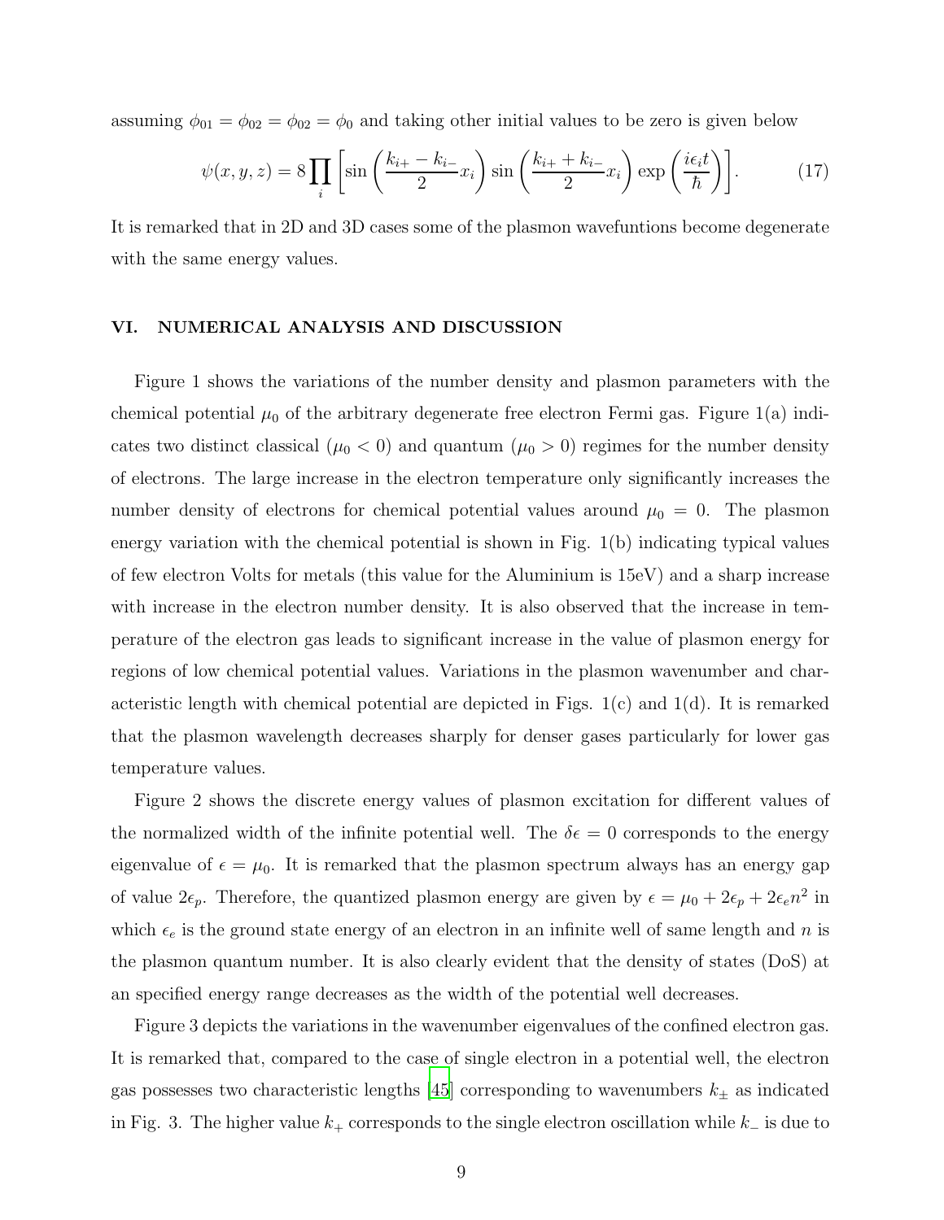assuming $\phi_{01} = \phi_{02} = \phi_{02} = \phi_0$ and taking other initial values to be zero is given below

$$\psi(x, y, z) = 8 \prod_i \left[ \sin\left( \frac{k_{i+} - k_{i-}}{2} x_i \right) \sin\left( \frac{k_{i+} + k_{i-}}{2} x_i \right) \exp\left( \frac{i\epsilon_i t}{\hbar} \right) \right]. \tag{17}$$

It is remarked that in 2D and 3D cases some of the plasmon wavefuntions become degenerate with the same energy values.

## VI. NUMERICAL ANALYSIS AND DISCUSSION

Figure 1 shows the variations of the number density and plasmon parameters with the chemical potential $\mu_0$ of the arbitrary degenerate free electron Fermi gas. Figure 1(a) indicates two distinct classical ($\mu_0 < 0$) and quantum ($\mu_0 > 0$) regimes for the number density of electrons. The large increase in the electron temperature only significantly increases the number density of electrons for chemical potential values around $\mu_0 = 0$. The plasmon energy variation with the chemical potential is shown in Fig. 1(b) indicating typical values of few electron Volts for metals (this value for the Aluminium is 15eV) and a sharp increase with increase in the electron number density. It is also observed that the increase in temperature of the electron gas leads to significant increase in the value of plasmon energy for regions of low chemical potential values. Variations in the plasmon wavenumber and characteristic length with chemical potential are depicted in Figs. 1(c) and 1(d). It is remarked that the plasmon wavelength decreases sharply for denser gases particularly for lower gas temperature values.

Figure 2 shows the discrete energy values of plasmon excitation for different values of the normalized width of the infinite potential well. The $\delta\epsilon = 0$ corresponds to the energy eigenvalue of $\epsilon = \mu_0$. It is remarked that the plasmon spectrum always has an energy gap of value $2\epsilon_p$. Therefore, the quantized plasmon energy are given by $\epsilon = \mu_0 + 2\epsilon_p + 2\epsilon_e n^2$ in which $\epsilon_e$ is the ground state energy of an electron in an infinite well of same length and $n$ is the plasmon quantum number. It is also clearly evident that the density of states (DoS) at an specified energy range decreases as the width of the potential well decreases.

Figure 3 depicts the variations in the wavenumber eigenvalues of the confined electron gas. It is remarked that, compared to the case of single electron in a potential well, the electron gas possesses two characteristic lengths [45] corresponding to wavenumbers $k_\pm$ as indicated in Fig. 3. The higher value $k_+$ corresponds to the single electron oscillation while $k_-$ is due to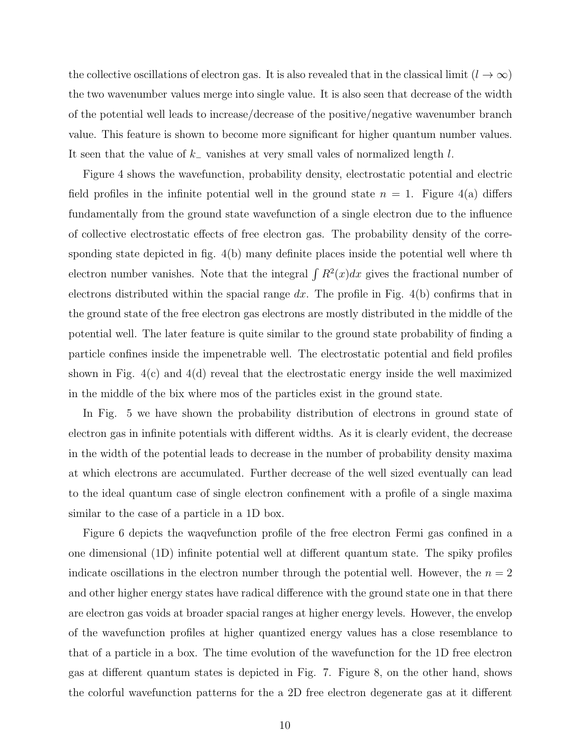the collective oscillations of electron gas. It is also revealed that in the classical limit ($l \to \infty$) the two wavenumber values merge into single value. It is also seen that decrease of the width of the potential well leads to increase/decrease of the positive/negative wavenumber branch value. This feature is shown to become more significant for higher quantum number values. It seen that the value of $k_-$ vanishes at very small vales of normalized length $l$.

Figure 4 shows the wavefunction, probability density, electrostatic potential and electric field profiles in the infinite potential well in the ground state $n = 1$. Figure 4(a) differs fundamentally from the ground state wavefunction of a single electron due to the influence of collective electrostatic effects of free electron gas. The probability density of the corresponding state depicted in fig. 4(b) many definite places inside the potential well where th electron number vanishes. Note that the integral $\int R^2(x)dx$ gives the fractional number of electrons distributed within the spacial range $dx$. The profile in Fig. 4(b) confirms that in the ground state of the free electron gas electrons are mostly distributed in the middle of the potential well. The later feature is quite similar to the ground state probability of finding a particle confines inside the impenetrable well. The electrostatic potential and field profiles shown in Fig. 4(c) and 4(d) reveal that the electrostatic energy inside the well maximized in the middle of the bix where mos of the particles exist in the ground state.

In Fig. 5 we have shown the probability distribution of electrons in ground state of electron gas in infinite potentials with different widths. As it is clearly evident, the decrease in the width of the potential leads to decrease in the number of probability density maxima at which electrons are accumulated. Further decrease of the well sized eventually can lead to the ideal quantum case of single electron confinement with a profile of a single maxima similar to the case of a particle in a 1D box.

Figure 6 depicts the waqvefunction profile of the free electron Fermi gas confined in a one dimensional (1D) infinite potential well at different quantum state. The spiky profiles indicate oscillations in the electron number through the potential well. However, the $n = 2$ and other higher energy states have radical difference with the ground state one in that there are electron gas voids at broader spacial ranges at higher energy levels. However, the envelop of the wavefunction profiles at higher quantized energy values has a close resemblance to that of a particle in a box. The time evolution of the wavefunction for the 1D free electron gas at different quantum states is depicted in Fig. 7. Figure 8, on the other hand, shows the colorful wavefunction patterns for the a 2D free electron degenerate gas at it different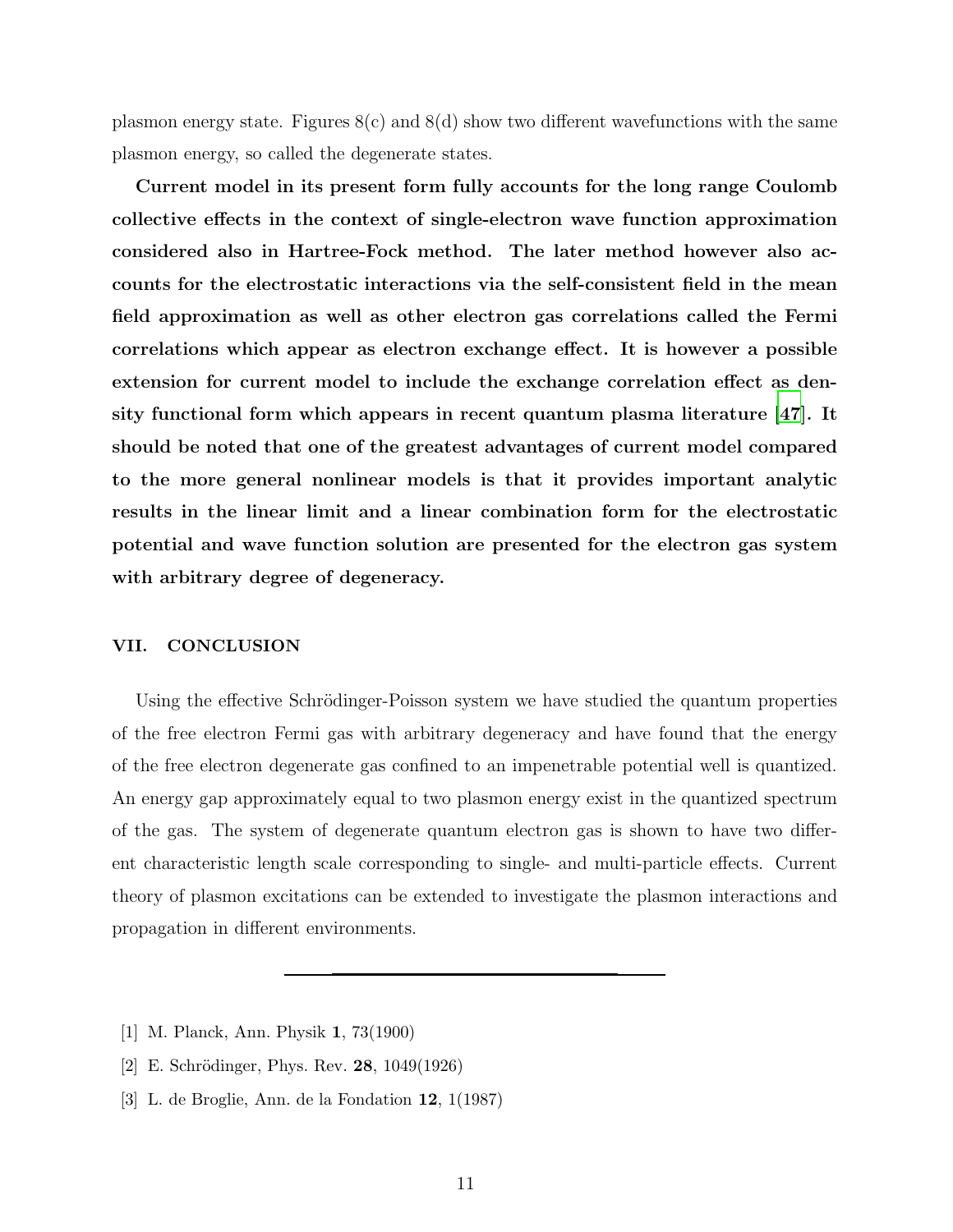plasmon energy state. Figures 8(c) and 8(d) show two different wavefunctions with the same plasmon energy, so called the degenerate states.

**Current model in its present form fully accounts for the long range Coulomb collective effects in the context of single-electron wave function approximation considered also in Hartree-Fock method. The later method however also accounts for the electrostatic interactions via the self-consistent field in the mean field approximation as well as other electron gas correlations called the Fermi correlations which appear as electron exchange effect. It is however a possible extension for current model to include the exchange correlation effect as density functional form which appears in recent quantum plasma literature [47]. It should be noted that one of the greatest advantages of current model compared to the more general nonlinear models is that it provides important analytic results in the linear limit and a linear combination form for the electrostatic potential and wave function solution are presented for the electron gas system with arbitrary degree of degeneracy.**

## VII. CONCLUSION

Using the effective Schrödinger-Poisson system we have studied the quantum properties of the free electron Fermi gas with arbitrary degeneracy and have found that the energy of the free electron degenerate gas confined to an impenetrable potential well is quantized. An energy gap approximately equal to two plasmon energy exist in the quantized spectrum of the gas. The system of degenerate quantum electron gas is shown to have two different characteristic length scale corresponding to single- and multi-particle effects. Current theory of plasmon excitations can be extended to investigate the plasmon interactions and propagation in different environments.

---

[1] M. Planck, Ann. Physik **1**, 73(1900)

[2] E. Schrödinger, Phys. Rev. **28**, 1049(1926)

[3] L. de Broglie, Ann. de la Fondation **12**, 1(1987)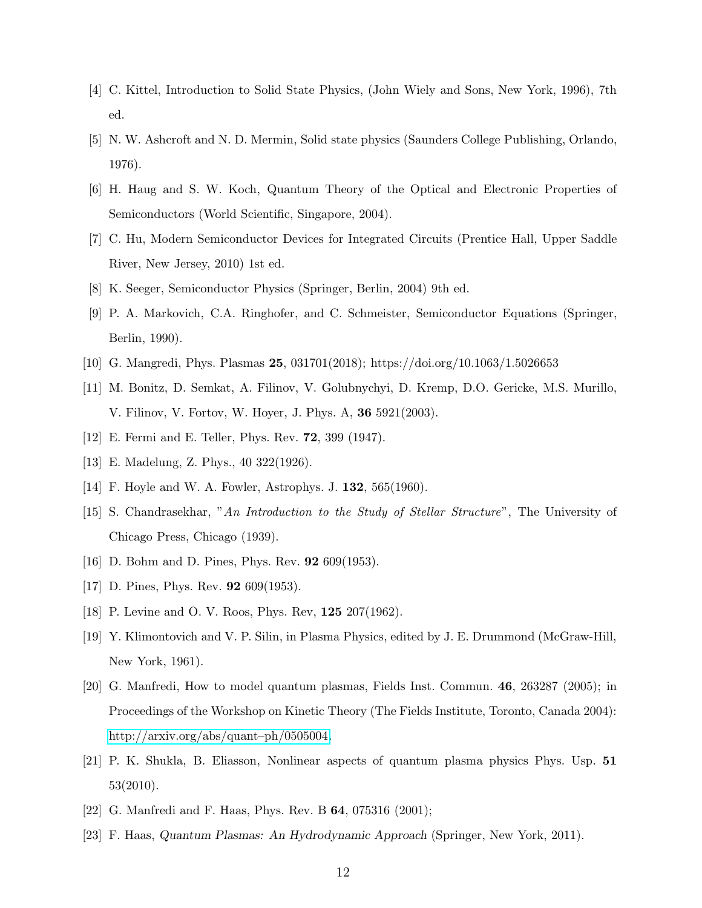[4] C. Kittel, Introduction to Solid State Physics, (John Wiely and Sons, New York, 1996), 7th ed.

[5] N. W. Ashcroft and N. D. Mermin, Solid state physics (Saunders College Publishing, Orlando, 1976).

[6] H. Haug and S. W. Koch, Quantum Theory of the Optical and Electronic Properties of Semiconductors (World Scientific, Singapore, 2004).

[7] C. Hu, Modern Semiconductor Devices for Integrated Circuits (Prentice Hall, Upper Saddle River, New Jersey, 2010) 1st ed.

[8] K. Seeger, Semiconductor Physics (Springer, Berlin, 2004) 9th ed.

[9] P. A. Markovich, C.A. Ringhofer, and C. Schmeister, Semiconductor Equations (Springer, Berlin, 1990).

[10] G. Mangredi, Phys. Plasmas **25**, 031701(2018); https://doi.org/10.1063/1.5026653

[11] M. Bonitz, D. Semkat, A. Filinov, V. Golubnychyi, D. Kremp, D.O. Gericke, M.S. Murillo, V. Filinov, V. Fortov, W. Hoyer, J. Phys. A, **36** 5921(2003).

[12] E. Fermi and E. Teller, Phys. Rev. **72**, 399 (1947).

[13] E. Madelung, Z. Phys., 40 322(1926).

[14] F. Hoyle and W. A. Fowler, Astrophys. J. **132**, 565(1960).

[15] S. Chandrasekhar, "*An Introduction to the Study of Stellar Structure*", The University of Chicago Press, Chicago (1939).

[16] D. Bohm and D. Pines, Phys. Rev. **92** 609(1953).

[17] D. Pines, Phys. Rev. **92** 609(1953).

[18] P. Levine and O. V. Roos, Phys. Rev, **125** 207(1962).

[19] Y. Klimontovich and V. P. Silin, in Plasma Physics, edited by J. E. Drummond (McGraw-Hill, New York, 1961).

[20] G. Manfredi, How to model quantum plasmas, Fields Inst. Commun. **46**, 263287 (2005); in Proceedings of the Workshop on Kinetic Theory (The Fields Institute, Toronto, Canada 2004): http://arxiv.org/abs/quant–ph/0505004.

[21] P. K. Shukla, B. Eliasson, Nonlinear aspects of quantum plasma physics Phys. Usp. **51** 53(2010).

[22] G. Manfredi and F. Haas, Phys. Rev. B **64**, 075316 (2001);

[23] F. Haas, *Quantum Plasmas: An Hydrodynamic Approach* (Springer, New York, 2011).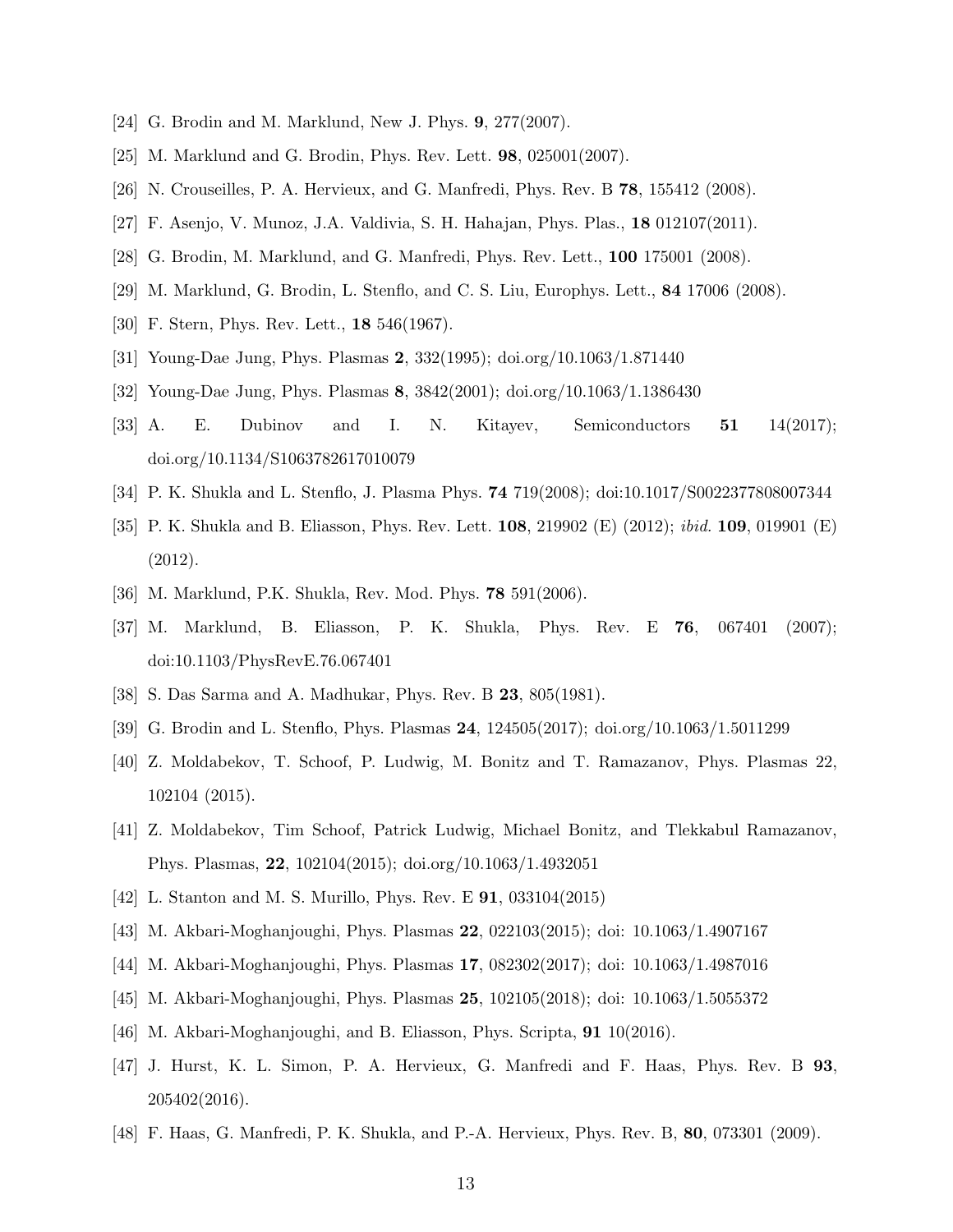[24] G. Brodin and M. Marklund, New J. Phys. **9**, 277(2007).

[25] M. Marklund and G. Brodin, Phys. Rev. Lett. **98**, 025001(2007).

[26] N. Crouseilles, P. A. Hervieux, and G. Manfredi, Phys. Rev. B **78**, 155412 (2008).

[27] F. Asenjo, V. Munoz, J.A. Valdivia, S. H. Hahajan, Phys. Plas., **18** 012107(2011).

[28] G. Brodin, M. Marklund, and G. Manfredi, Phys. Rev. Lett., **100** 175001 (2008).

[29] M. Marklund, G. Brodin, L. Stenflo, and C. S. Liu, Europhys. Lett., **84** 17006 (2008).

[30] F. Stern, Phys. Rev. Lett., **18** 546(1967).

[31] Young-Dae Jung, Phys. Plasmas **2**, 332(1995); doi.org/10.1063/1.871440

[32] Young-Dae Jung, Phys. Plasmas **8**, 3842(2001); doi.org/10.1063/1.1386430

[33] A. E. Dubinov and I. N. Kitayev, Semiconductors **51** 14(2017); doi.org/10.1134/S1063782617010079

[34] P. K. Shukla and L. Stenflo, J. Plasma Phys. **74** 719(2008); doi:10.1017/S0022377808007344

[35] P. K. Shukla and B. Eliasson, Phys. Rev. Lett. **108**, 219902 (E) (2012); *ibid.* **109**, 019901 (E) (2012).

[36] M. Marklund, P.K. Shukla, Rev. Mod. Phys. **78** 591(2006).

[37] M. Marklund, B. Eliasson, P. K. Shukla, Phys. Rev. E **76**, 067401 (2007); doi:10.1103/PhysRevE.76.067401

[38] S. Das Sarma and A. Madhukar, Phys. Rev. B **23**, 805(1981).

[39] G. Brodin and L. Stenflo, Phys. Plasmas **24**, 124505(2017); doi.org/10.1063/1.5011299

[40] Z. Moldabekov, T. Schoof, P. Ludwig, M. Bonitz and T. Ramazanov, Phys. Plasmas 22, 102104 (2015).

[41] Z. Moldabekov, Tim Schoof, Patrick Ludwig, Michael Bonitz, and Tlekkabul Ramazanov, Phys. Plasmas, **22**, 102104(2015); doi.org/10.1063/1.4932051

[42] L. Stanton and M. S. Murillo, Phys. Rev. E **91**, 033104(2015)

[43] M. Akbari-Moghanjoughi, Phys. Plasmas **22**, 022103(2015); doi: 10.1063/1.4907167

[44] M. Akbari-Moghanjoughi, Phys. Plasmas **17**, 082302(2017); doi: 10.1063/1.4987016

[45] M. Akbari-Moghanjoughi, Phys. Plasmas **25**, 102105(2018); doi: 10.1063/1.5055372

[46] M. Akbari-Moghanjoughi, and B. Eliasson, Phys. Scripta, **91** 10(2016).

[47] J. Hurst, K. L. Simon, P. A. Hervieux, G. Manfredi and F. Haas, Phys. Rev. B **93**, 205402(2016).

[48] F. Haas, G. Manfredi, P. K. Shukla, and P.-A. Hervieux, Phys. Rev. B, **80**, 073301 (2009).